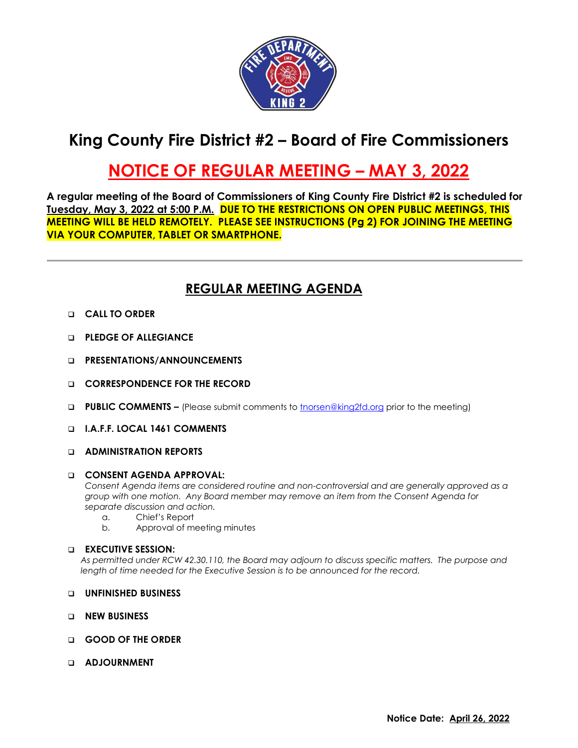# King County Fire District #2 – Board of Fire Commissioners

## NOTICE OF REGULAR MEETING – MAY 3, 2022

**A regular meeting of the Board of Commissioners of King County Fire District #2 is scheduled for Tuesday, May 3, 2022 at 5:00 P.M. DUE TO THE RESTRICTIONS ON OPEN PUBLIC MEETINGS, THIS MEETING WILL BE HELD REMOTELY. PLEASE SEE INSTRUCTIONS (Pg 2) FOR JOINING THE MEETING VIA YOUR COMPUTER, TABLET OR SMARTPHONE.**

---

## REGULAR MEETING AGENDA

- **CALL TO ORDER**
- **PLEDGE OF ALLEGIANCE**
- **PRESENTATIONS/ANNOUNCEMENTS**
- **CORRESPONDENCE FOR THE RECORD**
- **PUBLIC COMMENTS –** (Please submit comments to tnorsen@king2fd.org prior to the meeting)
- **I.A.F.F. LOCAL 1461 COMMENTS**
- **ADMINISTRATION REPORTS**
- **CONSENT AGENDA APPROVAL:**
  *Consent Agenda items are considered routine and non-controversial and are generally approved as a group with one motion. Any Board member may remove an item from the Consent Agenda for separate discussion and action.*
  a. Chief's Report
  b. Approval of meeting minutes
- **EXECUTIVE SESSION:**
  *As permitted under RCW 42.30.110, the Board may adjourn to discuss specific matters. The purpose and length of time needed for the Executive Session is to be announced for the record.*
- **UNFINISHED BUSINESS**
- **NEW BUSINESS**
- **GOOD OF THE ORDER**
- **ADJOURNMENT**

**Notice Date: April 26, 2022**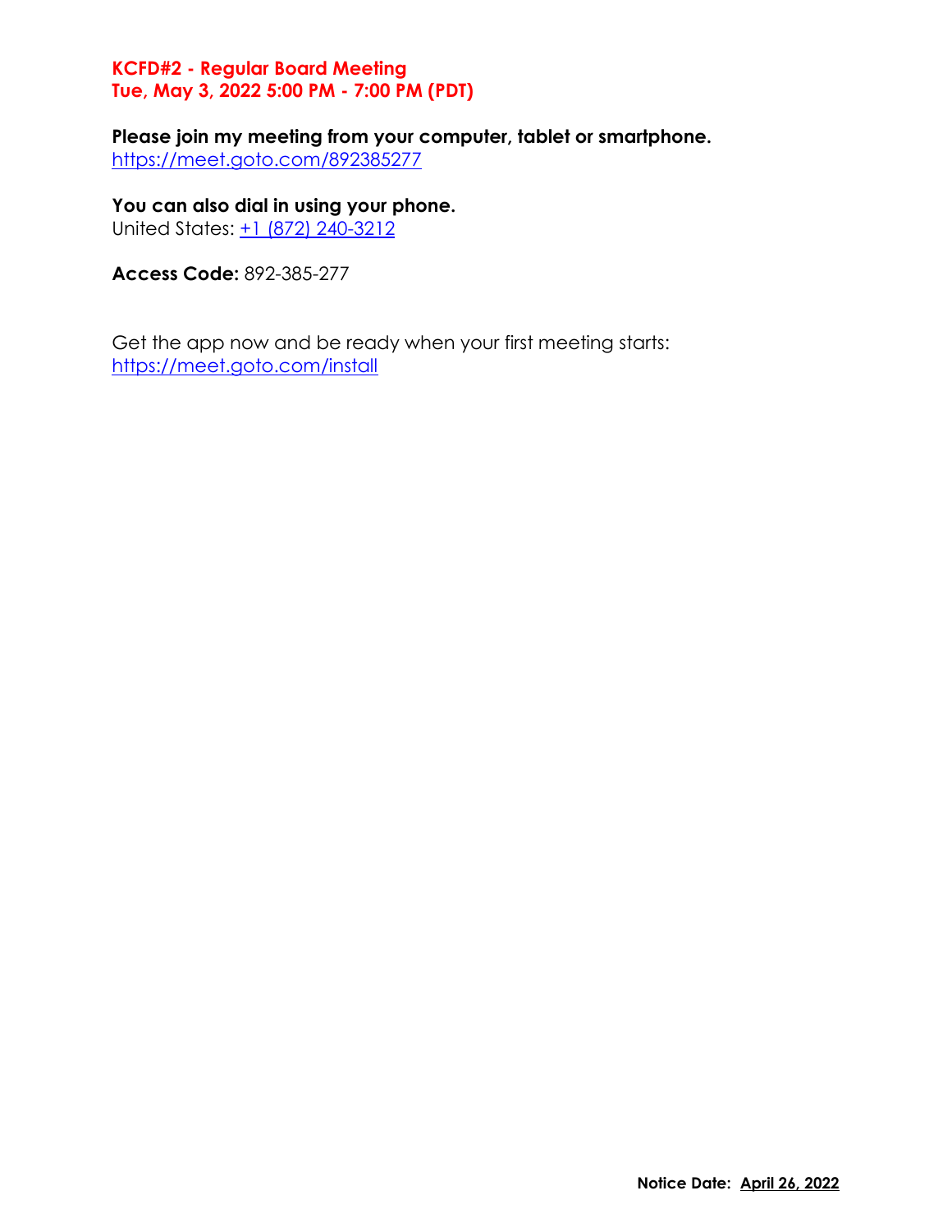**KCFD#2 - Regular Board Meeting**
**Tue, May 3, 2022 5:00 PM - 7:00 PM (PDT)**

**Please join my meeting from your computer, tablet or smartphone.**
https://meet.goto.com/892385277

**You can also dial in using your phone.**
United States: +1 (872) 240-3212

**Access Code:** 892-385-277

Get the app now and be ready when your first meeting starts:
https://meet.goto.com/install

**Notice Date:** **April 26, 2022**